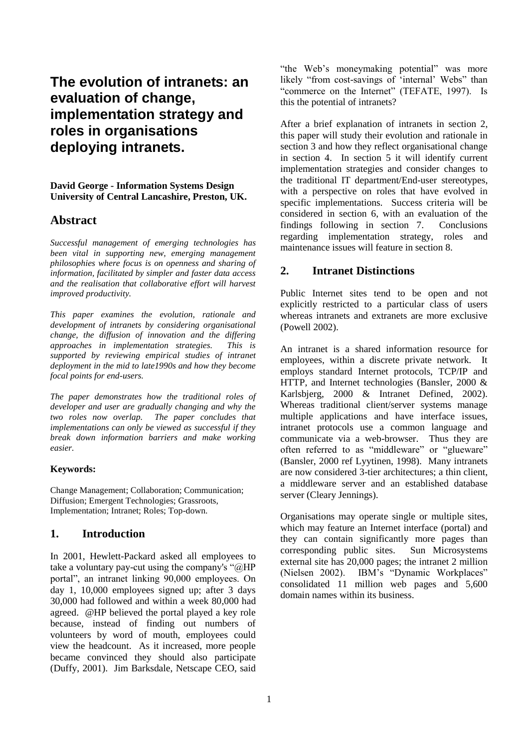# The evolution of intranets: an evaluation of change, implementation strategy and roles in organisations deploying intranets.

**David George - Information Systems Design**
**University of Central Lancashire, Preston, UK.**

## Abstract

*Successful management of emerging technologies has been vital in supporting new, emerging management philosophies where focus is on openness and sharing of information, facilitated by simpler and faster data access and the realisation that collaborative effort will harvest improved productivity.*

*This paper examines the evolution, rationale and development of intranets by considering organisational change, the diffusion of innovation and the differing approaches in implementation strategies. This is supported by reviewing empirical studies of intranet deployment in the mid to late1990s and how they become focal points for end-users.*

*The paper demonstrates how the traditional roles of developer and user are gradually changing and why the two roles now overlap. The paper concludes that implementations can only be viewed as successful if they break down information barriers and make working easier.*

**Keywords:**

Change Management; Collaboration; Communication; Diffusion; Emergent Technologies; Grassroots, Implementation; Intranet; Roles; Top-down.

## 1. Introduction

In 2001, Hewlett-Packard asked all employees to take a voluntary pay-cut using the company's "@HP portal", an intranet linking 90,000 employees. On day 1, 10,000 employees signed up; after 3 days 30,000 had followed and within a week 80,000 had agreed. @HP believed the portal played a key role because, instead of finding out numbers of volunteers by word of mouth, employees could view the headcount. As it increased, more people became convinced they should also participate (Duffy, 2001). Jim Barksdale, Netscape CEO, said "the Web's moneymaking potential" was more likely "from cost-savings of 'internal' Webs" than "commerce on the Internet" (TEFATE, 1997). Is this the potential of intranets?

After a brief explanation of intranets in section 2, this paper will study their evolution and rationale in section 3 and how they reflect organisational change in section 4. In section 5 it will identify current implementation strategies and consider changes to the traditional IT department/End-user stereotypes, with a perspective on roles that have evolved in specific implementations. Success criteria will be considered in section 6, with an evaluation of the findings following in section 7. Conclusions regarding implementation strategy, roles and maintenance issues will feature in section 8.

## 2. Intranet Distinctions

Public Internet sites tend to be open and not explicitly restricted to a particular class of users whereas intranets and extranets are more exclusive (Powell 2002).

An intranet is a shared information resource for employees, within a discrete private network. It employs standard Internet protocols, TCP/IP and HTTP, and Internet technologies (Bansler, 2000 & Karlsbjerg, 2000 & Intranet Defined, 2002). Whereas traditional client/server systems manage multiple applications and have interface issues, intranet protocols use a common language and communicate via a web-browser. Thus they are often referred to as "middleware" or "glueware" (Bansler, 2000 ref Lyytinen, 1998). Many intranets are now considered 3-tier architectures; a thin client, a middleware server and an established database server (Cleary Jennings).

Organisations may operate single or multiple sites, which may feature an Internet interface (portal) and they can contain significantly more pages than corresponding public sites. Sun Microsystems external site has 20,000 pages; the intranet 2 million (Nielsen 2002). IBM's "Dynamic Workplaces" consolidated 11 million web pages and 5,600 domain names within its business.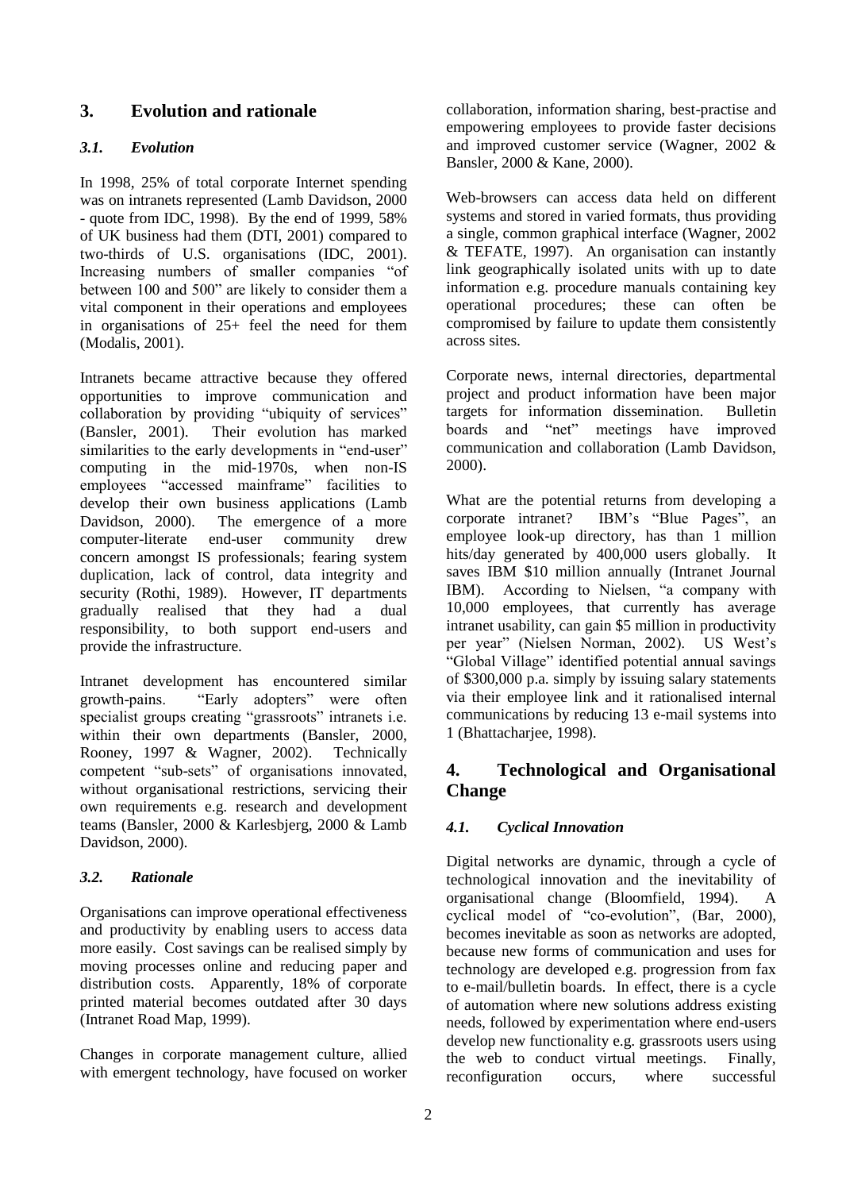## 3. Evolution and rationale

### *3.1. Evolution*

In 1998, 25% of total corporate Internet spending was on intranets represented (Lamb Davidson, 2000 - quote from IDC, 1998). By the end of 1999, 58% of UK business had them (DTI, 2001) compared to two-thirds of U.S. organisations (IDC, 2001). Increasing numbers of smaller companies "of between 100 and 500" are likely to consider them a vital component in their operations and employees in organisations of 25+ feel the need for them (Modalis, 2001).

Intranets became attractive because they offered opportunities to improve communication and collaboration by providing "ubiquity of services" (Bansler, 2001). Their evolution has marked similarities to the early developments in "end-user" computing in the mid-1970s, when non-IS employees "accessed mainframe" facilities to develop their own business applications (Lamb Davidson, 2000). The emergence of a more computer-literate end-user community drew concern amongst IS professionals; fearing system duplication, lack of control, data integrity and security (Rothi, 1989). However, IT departments gradually realised that they had a dual responsibility, to both support end-users and provide the infrastructure.

Intranet development has encountered similar growth-pains. "Early adopters" were often specialist groups creating "grassroots" intranets i.e. within their own departments (Bansler, 2000, Rooney, 1997 & Wagner, 2002). Technically competent "sub-sets" of organisations innovated, without organisational restrictions, servicing their own requirements e.g. research and development teams (Bansler, 2000 & Karlesbjerg, 2000 & Lamb Davidson, 2000).

### *3.2. Rationale*

Organisations can improve operational effectiveness and productivity by enabling users to access data more easily. Cost savings can be realised simply by moving processes online and reducing paper and distribution costs. Apparently, 18% of corporate printed material becomes outdated after 30 days (Intranet Road Map, 1999).

Changes in corporate management culture, allied with emergent technology, have focused on worker collaboration, information sharing, best-practise and empowering employees to provide faster decisions and improved customer service (Wagner, 2002 & Bansler, 2000 & Kane, 2000).

Web-browsers can access data held on different systems and stored in varied formats, thus providing a single, common graphical interface (Wagner, 2002 & TEFATE, 1997). An organisation can instantly link geographically isolated units with up to date information e.g. procedure manuals containing key operational procedures; these can often be compromised by failure to update them consistently across sites.

Corporate news, internal directories, departmental project and product information have been major targets for information dissemination. Bulletin boards and "net" meetings have improved communication and collaboration (Lamb Davidson, 2000).

What are the potential returns from developing a corporate intranet? IBM's "Blue Pages", an employee look-up directory, has than 1 million hits/day generated by 400,000 users globally. It saves IBM $10 million annually (Intranet Journal IBM). According to Nielsen, "a company with 10,000 employees, that currently has average intranet usability, can gain $5 million in productivity per year" (Nielsen Norman, 2002). US West's "Global Village" identified potential annual savings of $300,000 p.a. simply by issuing salary statements via their employee link and it rationalised internal communications by reducing 13 e-mail systems into 1 (Bhattacharjee, 1998).

## 4. Technological and Organisational Change

### *4.1. Cyclical Innovation*

Digital networks are dynamic, through a cycle of technological innovation and the inevitability of organisational change (Bloomfield, 1994). A cyclical model of "co-evolution", (Bar, 2000), becomes inevitable as soon as networks are adopted, because new forms of communication and uses for technology are developed e.g. progression from fax to e-mail/bulletin boards. In effect, there is a cycle of automation where new solutions address existing needs, followed by experimentation where end-users develop new functionality e.g. grassroots users using the web to conduct virtual meetings. Finally, reconfiguration occurs, where successful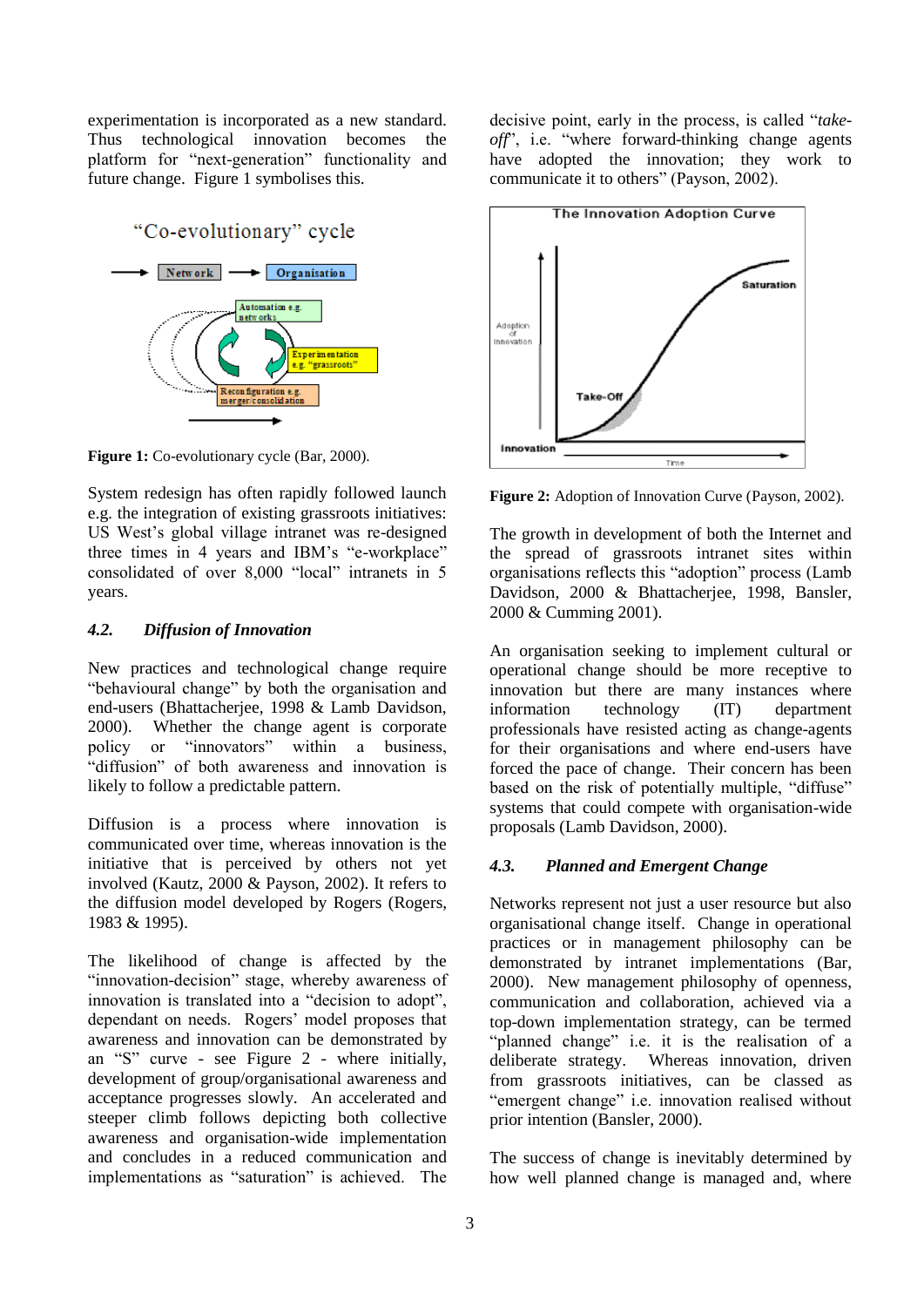experimentation is incorporated as a new standard. Thus technological innovation becomes the platform for "next-generation" functionality and future change. Figure 1 symbolises this.

**Figure 1:** Co-evolutionary cycle (Bar, 2000).

System redesign has often rapidly followed launch e.g. the integration of existing grassroots initiatives: US West's global village intranet was re-designed three times in 4 years and IBM's "e-workplace" consolidated of over 8,000 "local" intranets in 5 years.

### *4.2. Diffusion of Innovation*

New practices and technological change require "behavioural change" by both the organisation and end-users (Bhattacherjee, 1998 & Lamb Davidson, 2000). Whether the change agent is corporate policy or "innovators" within a business, "diffusion" of both awareness and innovation is likely to follow a predictable pattern.

Diffusion is a process where innovation is communicated over time, whereas innovation is the initiative that is perceived by others not yet involved (Kautz, 2000 & Payson, 2002). It refers to the diffusion model developed by Rogers (Rogers, 1983 & 1995).

The likelihood of change is affected by the "innovation-decision" stage, whereby awareness of innovation is translated into a "decision to adopt", dependant on needs. Rogers' model proposes that awareness and innovation can be demonstrated by an "S" curve - see Figure 2 - where initially, development of group/organisational awareness and acceptance progresses slowly. An accelerated and steeper climb follows depicting both collective awareness and organisation-wide implementation and concludes in a reduced communication and implementations as "saturation" is achieved. The decisive point, early in the process, is called "*take-off*", i.e. "where forward-thinking change agents have adopted the innovation; they work to communicate it to others" (Payson, 2002).

**Figure 2:** Adoption of Innovation Curve (Payson, 2002).

The growth in development of both the Internet and the spread of grassroots intranet sites within organisations reflects this "adoption" process (Lamb Davidson, 2000 & Bhattacherjee, 1998, Bansler, 2000 & Cumming 2001).

An organisation seeking to implement cultural or operational change should be more receptive to innovation but there are many instances where information technology (IT) department professionals have resisted acting as change-agents for their organisations and where end-users have forced the pace of change. Their concern has been based on the risk of potentially multiple, "diffuse" systems that could compete with organisation-wide proposals (Lamb Davidson, 2000).

### *4.3. Planned and Emergent Change*

Networks represent not just a user resource but also organisational change itself. Change in operational practices or in management philosophy can be demonstrated by intranet implementations (Bar, 2000). New management philosophy of openness, communication and collaboration, achieved via a top-down implementation strategy, can be termed "planned change" i.e. it is the realisation of a deliberate strategy. Whereas innovation, driven from grassroots initiatives, can be classed as "emergent change" i.e. innovation realised without prior intention (Bansler, 2000).

The success of change is inevitably determined by how well planned change is managed and, where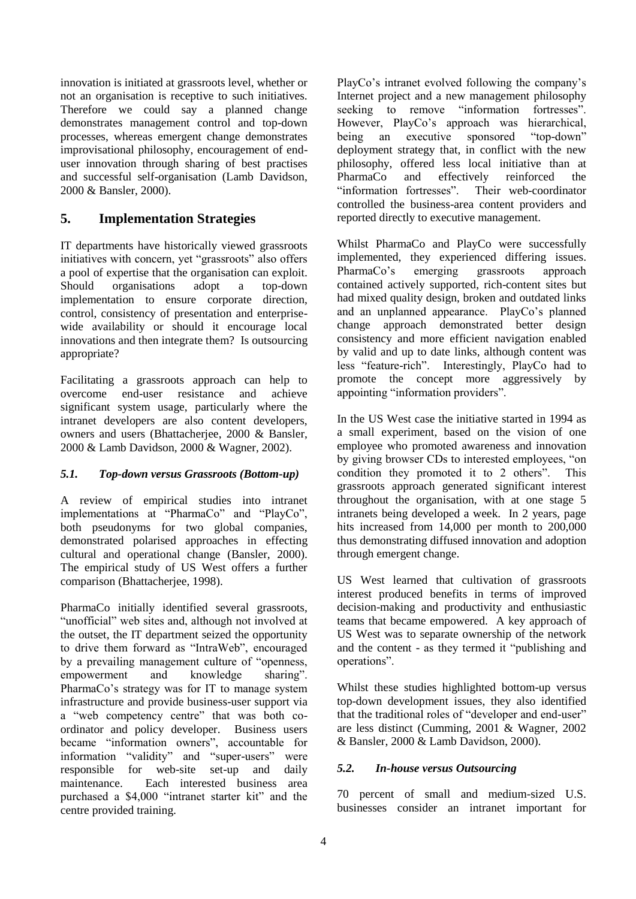innovation is initiated at grassroots level, whether or not an organisation is receptive to such initiatives. Therefore we could say a planned change demonstrates management control and top-down processes, whereas emergent change demonstrates improvisational philosophy, encouragement of end-user innovation through sharing of best practises and successful self-organisation (Lamb Davidson, 2000 & Bansler, 2000).

## 5. Implementation Strategies

IT departments have historically viewed grassroots initiatives with concern, yet "grassroots" also offers a pool of expertise that the organisation can exploit. Should organisations adopt a top-down implementation to ensure corporate direction, control, consistency of presentation and enterprise-wide availability or should it encourage local innovations and then integrate them? Is outsourcing appropriate?

Facilitating a grassroots approach can help to overcome end-user resistance and achieve significant system usage, particularly where the intranet developers are also content developers, owners and users (Bhattacherjee, 2000 & Bansler, 2000 & Lamb Davidson, 2000 & Wagner, 2002).

### *5.1. Top-down versus Grassroots (Bottom-up)*

A review of empirical studies into intranet implementations at "PharmaCo" and "PlayCo", both pseudonyms for two global companies, demonstrated polarised approaches in effecting cultural and operational change (Bansler, 2000). The empirical study of US West offers a further comparison (Bhattacherjee, 1998).

PharmaCo initially identified several grassroots, "unofficial" web sites and, although not involved at the outset, the IT department seized the opportunity to drive them forward as "IntraWeb", encouraged by a prevailing management culture of "openness, empowerment and knowledge sharing". PharmaCo's strategy was for IT to manage system infrastructure and provide business-user support via a "web competency centre" that was both co-ordinator and policy developer. Business users became "information owners", accountable for information "validity" and "super-users" were responsible for web-site set-up and daily maintenance. Each interested business area purchased a \$4,000 "intranet starter kit" and the centre provided training.

PlayCo's intranet evolved following the company's Internet project and a new management philosophy seeking to remove "information fortresses". However, PlayCo's approach was hierarchical, being an executive sponsored "top-down" deployment strategy that, in conflict with the new philosophy, offered less local initiative than at PharmaCo and effectively reinforced the "information fortresses". Their web-coordinator controlled the business-area content providers and reported directly to executive management.

Whilst PharmaCo and PlayCo were successfully implemented, they experienced differing issues. PharmaCo's emerging grassroots approach contained actively supported, rich-content sites but had mixed quality design, broken and outdated links and an unplanned appearance. PlayCo's planned change approach demonstrated better design consistency and more efficient navigation enabled by valid and up to date links, although content was less "feature-rich". Interestingly, PlayCo had to promote the concept more aggressively by appointing "information providers".

In the US West case the initiative started in 1994 as a small experiment, based on the vision of one employee who promoted awareness and innovation by giving browser CDs to interested employees, "on condition they promoted it to 2 others". This grassroots approach generated significant interest throughout the organisation, with at one stage 5 intranets being developed a week. In 2 years, page hits increased from 14,000 per month to 200,000 thus demonstrating diffused innovation and adoption through emergent change.

US West learned that cultivation of grassroots interest produced benefits in terms of improved decision-making and productivity and enthusiastic teams that became empowered. A key approach of US West was to separate ownership of the network and the content - as they termed it "publishing and operations".

Whilst these studies highlighted bottom-up versus top-down development issues, they also identified that the traditional roles of "developer and end-user" are less distinct (Cumming, 2001 & Wagner, 2002 & Bansler, 2000 & Lamb Davidson, 2000).

### *5.2. In-house versus Outsourcing*

70 percent of small and medium-sized U.S. businesses consider an intranet important for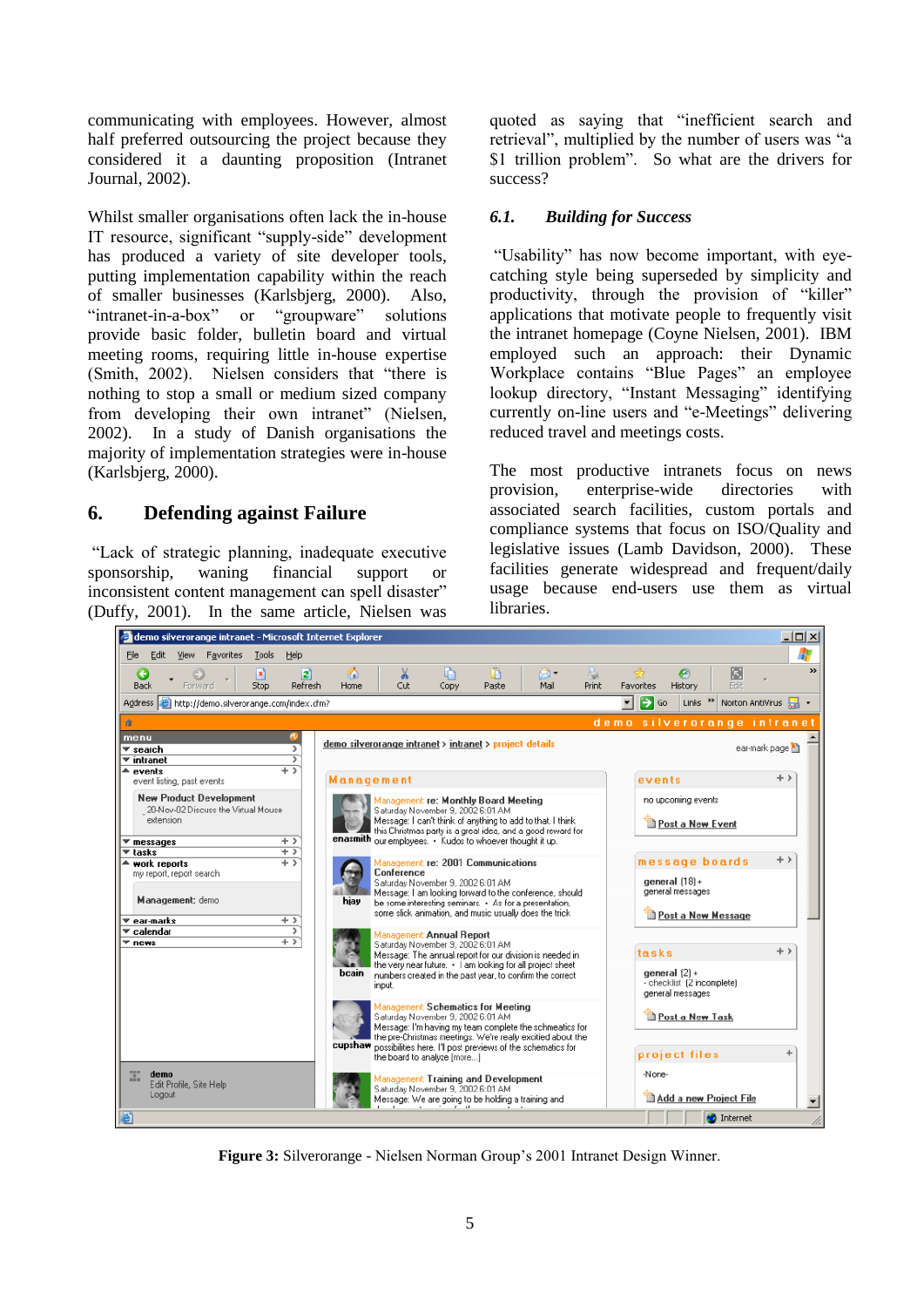communicating with employees. However, almost half preferred outsourcing the project because they considered it a daunting proposition (Intranet Journal, 2002).

Whilst smaller organisations often lack the in-house IT resource, significant "supply-side" development has produced a variety of site developer tools, putting implementation capability within the reach of smaller businesses (Karlsbjerg, 2000). Also, "intranet-in-a-box" or "groupware" solutions provide basic folder, bulletin board and virtual meeting rooms, requiring little in-house expertise (Smith, 2002). Nielsen considers that "there is nothing to stop a small or medium sized company from developing their own intranet" (Nielsen, 2002). In a study of Danish organisations the majority of implementation strategies were in-house (Karlsbjerg, 2000).

## 6. Defending against Failure

"Lack of strategic planning, inadequate executive sponsorship, waning financial support or inconsistent content management can spell disaster" (Duffy, 2001). In the same article, Nielsen was quoted as saying that "inefficient search and retrieval", multiplied by the number of users was "a $1 trillion problem". So what are the drivers for success?

### *6.1. Building for Success*

"Usability" has now become important, with eye-catching style being superseded by simplicity and productivity, through the provision of "killer" applications that motivate people to frequently visit the intranet homepage (Coyne Nielsen, 2001). IBM employed such an approach: their Dynamic Workplace contains "Blue Pages" an employee lookup directory, "Instant Messaging" identifying currently on-line users and "e-Meetings" delivering reduced travel and meetings costs.

The most productive intranets focus on news provision, enterprise-wide directories with associated search facilities, custom portals and compliance systems that focus on ISO/Quality and legislative issues (Lamb Davidson, 2000). These facilities generate widespread and frequent/daily usage because end-users use them as virtual libraries.

**Figure 3:** Silverorange - Nielsen Norman Group's 2001 Intranet Design Winner.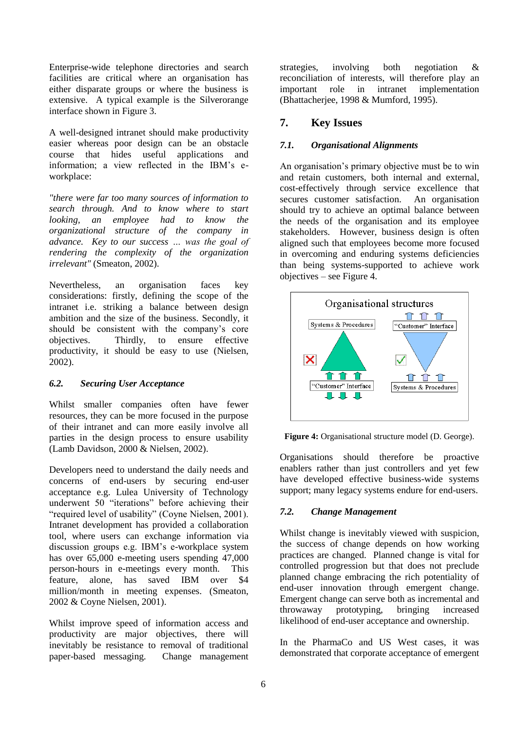Enterprise-wide telephone directories and search facilities are critical where an organisation has either disparate groups or where the business is extensive. A typical example is the Silverorange interface shown in Figure 3.

A well-designed intranet should make productivity easier whereas poor design can be an obstacle course that hides useful applications and information; a view reflected in the IBM's e-workplace:

*"there were far too many sources of information to search through. And to know where to start looking, an employee had to know the organizational structure of the company in advance. Key to our success ... was the goal of rendering the complexity of the organization irrelevant"* (Smeaton, 2002).

Nevertheless, an organisation faces key considerations: firstly, defining the scope of the intranet i.e. striking a balance between design ambition and the size of the business. Secondly, it should be consistent with the company's core objectives. Thirdly, to ensure effective productivity, it should be easy to use (Nielsen, 2002).

### *6.2. Securing User Acceptance*

Whilst smaller companies often have fewer resources, they can be more focused in the purpose of their intranet and can more easily involve all parties in the design process to ensure usability (Lamb Davidson, 2000 & Nielsen, 2002).

Developers need to understand the daily needs and concerns of end-users by securing end-user acceptance e.g. Lulea University of Technology underwent 50 "iterations" before achieving their "required level of usability" (Coyne Nielsen, 2001). Intranet development has provided a collaboration tool, where users can exchange information via discussion groups e.g. IBM's e-workplace system has over 65,000 e-meeting users spending 47,000 person-hours in e-meetings every month. This feature, alone, has saved IBM over $4 million/month in meeting expenses. (Smeaton, 2002 & Coyne Nielsen, 2001).

Whilst improve speed of information access and productivity are major objectives, there will inevitably be resistance to removal of traditional paper-based messaging. Change management strategies, involving both negotiation & reconciliation of interests, will therefore play an important role in intranet implementation (Bhattacherjee, 1998 & Mumford, 1995).

## 7. Key Issues

### *7.1. Organisational Alignments*

An organisation's primary objective must be to win and retain customers, both internal and external, cost-effectively through service excellence that secures customer satisfaction. An organisation should try to achieve an optimal balance between the needs of the organisation and its employee stakeholders. However, business design is often aligned such that employees become more focused in overcoming and enduring systems deficiencies than being systems-supported to achieve work objectives – see Figure 4.

**Figure 4:** Organisational structure model (D. George).

Organisations should therefore be proactive enablers rather than just controllers and yet few have developed effective business-wide systems support; many legacy systems endure for end-users.

### *7.2. Change Management*

Whilst change is inevitably viewed with suspicion, the success of change depends on how working practices are changed. Planned change is vital for controlled progression but that does not preclude planned change embracing the rich potentiality of end-user innovation through emergent change. Emergent change can serve both as incremental and throwaway prototyping, bringing increased likelihood of end-user acceptance and ownership.

In the PharmaCo and US West cases, it was demonstrated that corporate acceptance of emergent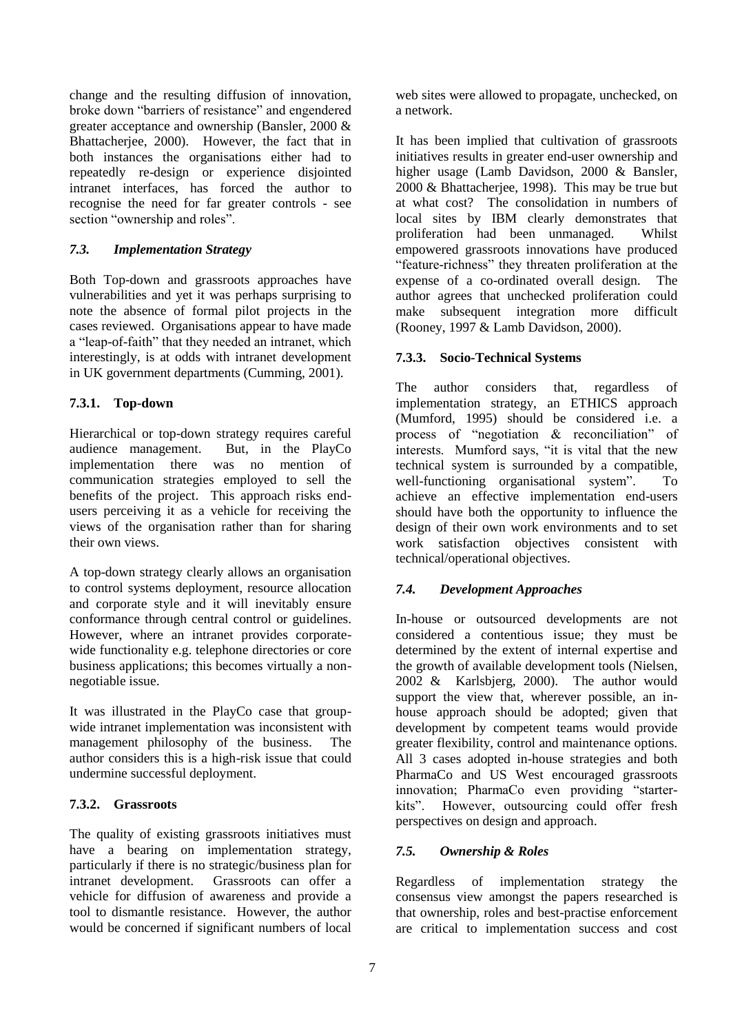change and the resulting diffusion of innovation, broke down "barriers of resistance" and engendered greater acceptance and ownership (Bansler, 2000 & Bhattacherjee, 2000). However, the fact that in both instances the organisations either had to repeatedly re-design or experience disjointed intranet interfaces, has forced the author to recognise the need for far greater controls - see section "ownership and roles".

### *7.3. Implementation Strategy*

Both Top-down and grassroots approaches have vulnerabilities and yet it was perhaps surprising to note the absence of formal pilot projects in the cases reviewed. Organisations appear to have made a "leap-of-faith" that they needed an intranet, which interestingly, is at odds with intranet development in UK government departments (Cumming, 2001).

#### 7.3.1. Top-down

Hierarchical or top-down strategy requires careful audience management. But, in the PlayCo implementation there was no mention of communication strategies employed to sell the benefits of the project. This approach risks end-users perceiving it as a vehicle for receiving the views of the organisation rather than for sharing their own views.

A top-down strategy clearly allows an organisation to control systems deployment, resource allocation and corporate style and it will inevitably ensure conformance through central control or guidelines. However, where an intranet provides corporate-wide functionality e.g. telephone directories or core business applications; this becomes virtually a non-negotiable issue.

It was illustrated in the PlayCo case that group-wide intranet implementation was inconsistent with management philosophy of the business. The author considers this is a high-risk issue that could undermine successful deployment.

#### 7.3.2. Grassroots

The quality of existing grassroots initiatives must have a bearing on implementation strategy, particularly if there is no strategic/business plan for intranet development. Grassroots can offer a vehicle for diffusion of awareness and provide a tool to dismantle resistance. However, the author would be concerned if significant numbers of local web sites were allowed to propagate, unchecked, on a network.

It has been implied that cultivation of grassroots initiatives results in greater end-user ownership and higher usage (Lamb Davidson, 2000 & Bansler, 2000 & Bhattacherjee, 1998). This may be true but at what cost? The consolidation in numbers of local sites by IBM clearly demonstrates that proliferation had been unmanaged. Whilst empowered grassroots innovations have produced "feature-richness" they threaten proliferation at the expense of a co-ordinated overall design. The author agrees that unchecked proliferation could make subsequent integration more difficult (Rooney, 1997 & Lamb Davidson, 2000).

#### 7.3.3. Socio-Technical Systems

The author considers that, regardless of implementation strategy, an ETHICS approach (Mumford, 1995) should be considered i.e. a process of "negotiation & reconciliation" of interests. Mumford says, "it is vital that the new technical system is surrounded by a compatible, well-functioning organisational system". To achieve an effective implementation end-users should have both the opportunity to influence the design of their own work environments and to set work satisfaction objectives consistent with technical/operational objectives.

### *7.4. Development Approaches*

In-house or outsourced developments are not considered a contentious issue; they must be determined by the extent of internal expertise and the growth of available development tools (Nielsen, 2002 & Karlsbjerg, 2000). The author would support the view that, wherever possible, an in-house approach should be adopted; given that development by competent teams would provide greater flexibility, control and maintenance options. All 3 cases adopted in-house strategies and both PharmaCo and US West encouraged grassroots innovation; PharmaCo even providing "starter-kits". However, outsourcing could offer fresh perspectives on design and approach.

### *7.5. Ownership & Roles*

Regardless of implementation strategy the consensus view amongst the papers researched is that ownership, roles and best-practise enforcement are critical to implementation success and cost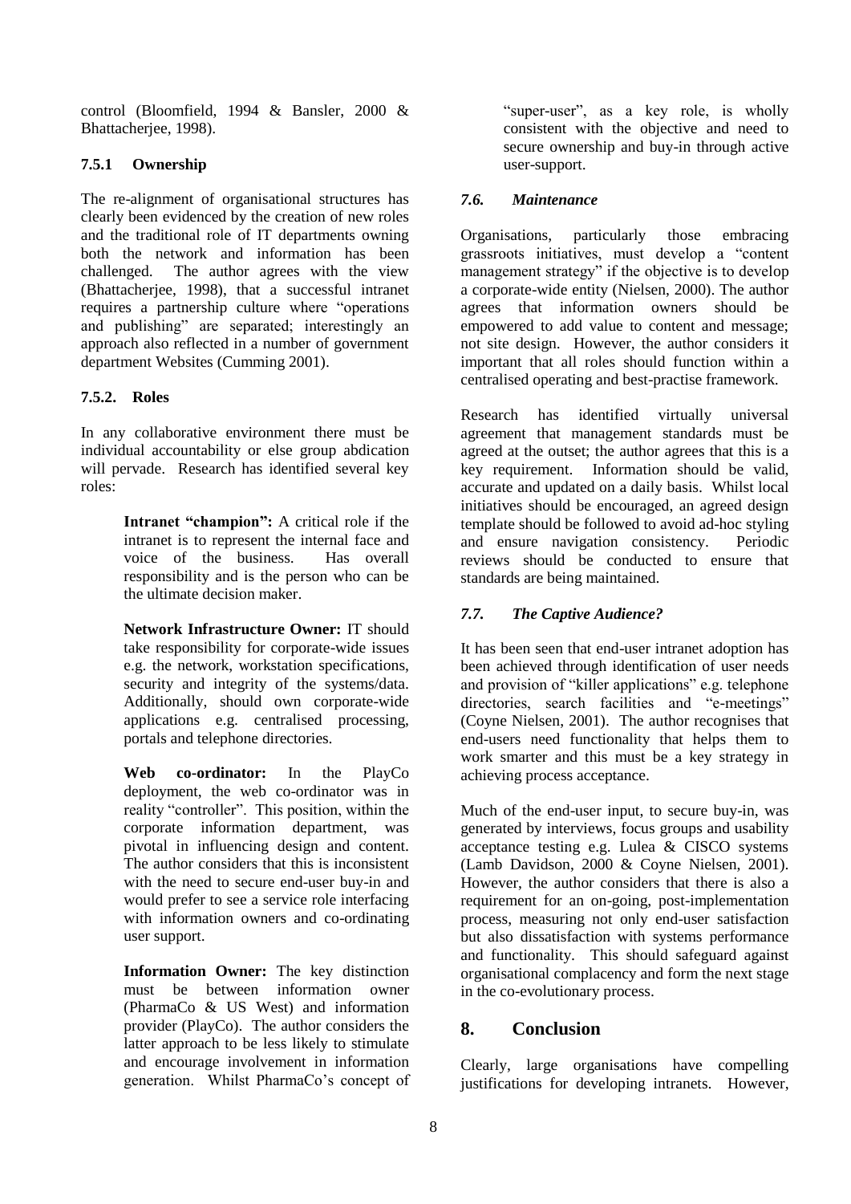control (Bloomfield, 1994 & Bansler, 2000 & Bhattacherjee, 1998).

### 7.5.1 Ownership

The re-alignment of organisational structures has clearly been evidenced by the creation of new roles and the traditional role of IT departments owning both the network and information has been challenged. The author agrees with the view (Bhattacherjee, 1998), that a successful intranet requires a partnership culture where "operations and publishing" are separated; interestingly an approach also reflected in a number of government department Websites (Cumming 2001).

### 7.5.2. Roles

In any collaborative environment there must be individual accountability or else group abdication will pervade. Research has identified several key roles:

> **Intranet "champion":** A critical role if the intranet is to represent the internal face and voice of the business. Has overall responsibility and is the person who can be the ultimate decision maker.
>
> **Network Infrastructure Owner:** IT should take responsibility for corporate-wide issues e.g. the network, workstation specifications, security and integrity of the systems/data. Additionally, should own corporate-wide applications e.g. centralised processing, portals and telephone directories.
>
> **Web co-ordinator:** In the PlayCo deployment, the web co-ordinator was in reality "controller". This position, within the corporate information department, was pivotal in influencing design and content. The author considers that this is inconsistent with the need to secure end-user buy-in and would prefer to see a service role interfacing with information owners and co-ordinating user support.
>
> **Information Owner:** The key distinction must be between information owner (PharmaCo & US West) and information provider (PlayCo). The author considers the latter approach to be less likely to stimulate and encourage involvement in information generation. Whilst PharmaCo's concept of "super-user", as a key role, is wholly consistent with the objective and need to secure ownership and buy-in through active user-support.

### *7.6. Maintenance*

Organisations, particularly those embracing grassroots initiatives, must develop a "content management strategy" if the objective is to develop a corporate-wide entity (Nielsen, 2000). The author agrees that information owners should be empowered to add value to content and message; not site design. However, the author considers it important that all roles should function within a centralised operating and best-practise framework.

Research has identified virtually universal agreement that management standards must be agreed at the outset; the author agrees that this is a key requirement. Information should be valid, accurate and updated on a daily basis. Whilst local initiatives should be encouraged, an agreed design template should be followed to avoid ad-hoc styling and ensure navigation consistency. Periodic reviews should be conducted to ensure that standards are being maintained.

### *7.7. The Captive Audience?*

It has been seen that end-user intranet adoption has been achieved through identification of user needs and provision of "killer applications" e.g. telephone directories, search facilities and "e-meetings" (Coyne Nielsen, 2001). The author recognises that end-users need functionality that helps them to work smarter and this must be a key strategy in achieving process acceptance.

Much of the end-user input, to secure buy-in, was generated by interviews, focus groups and usability acceptance testing e.g. Lulea & CISCO systems (Lamb Davidson, 2000 & Coyne Nielsen, 2001). However, the author considers that there is also a requirement for an on-going, post-implementation process, measuring not only end-user satisfaction but also dissatisfaction with systems performance and functionality. This should safeguard against organisational complacency and form the next stage in the co-evolutionary process.

## 8. Conclusion

Clearly, large organisations have compelling justifications for developing intranets. However,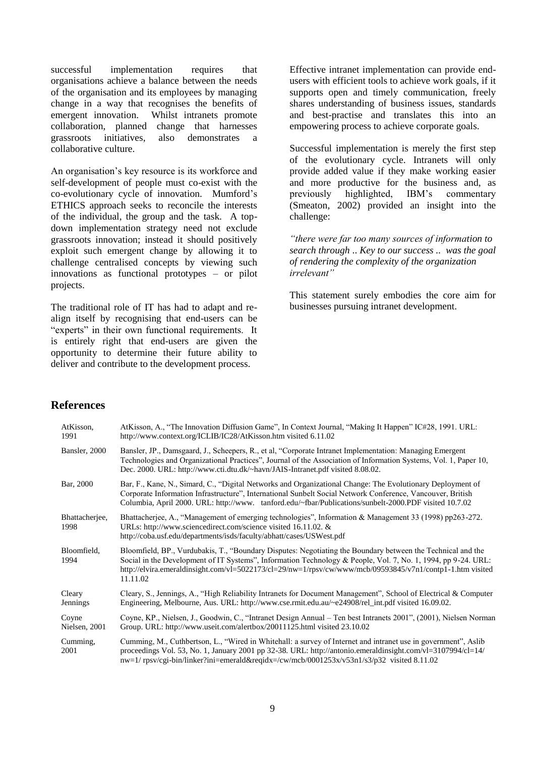successful implementation requires that organisations achieve a balance between the needs of the organisation and its employees by managing change in a way that recognises the benefits of emergent innovation. Whilst intranets promote collaboration, planned change that harnesses grassroots initiatives, also demonstrates a collaborative culture.

An organisation's key resource is its workforce and self-development of people must co-exist with the co-evolutionary cycle of innovation. Mumford's ETHICS approach seeks to reconcile the interests of the individual, the group and the task. A top-down implementation strategy need not exclude grassroots innovation; instead it should positively exploit such emergent change by allowing it to challenge centralised concepts by viewing such innovations as functional prototypes – or pilot projects.

The traditional role of IT has had to adapt and re-align itself by recognising that end-users can be "experts" in their own functional requirements. It is entirely right that end-users are given the opportunity to determine their future ability to deliver and contribute to the development process.

Effective intranet implementation can provide end-users with efficient tools to achieve work goals, if it supports open and timely communication, freely shares understanding of business issues, standards and best-practise and translates this into an empowering process to achieve corporate goals.

Successful implementation is merely the first step of the evolutionary cycle. Intranets will only provide added value if they make working easier and more productive for the business and, as previously highlighted, IBM's commentary (Smeaton, 2002) provided an insight into the challenge:

*"there were far too many sources of information to search through .. Key to our success .. was the goal of rendering the complexity of the organization irrelevant"*

This statement surely embodies the core aim for businesses pursuing intranet development.

## References

| | |
|---|---|
| AtKisson, 1991 | AtKisson, A., "The Innovation Diffusion Game", In Context Journal, "Making It Happen" IC#28, 1991. URL: http://www.context.org/ICLIB/IC28/AtKisson.htm visited 6.11.02 |
| Bansler, 2000 | Bansler, JP., Damsgaard, J., Scheepers, R., et al, "Corporate Intranet Implementation: Managing Emergent Technologies and Organizational Practices", Journal of the Association of Information Systems, Vol. 1, Paper 10, Dec. 2000. URL: http://www.cti.dtu.dk/~havn/JAIS-Intranet.pdf visited 8.08.02. |
| Bar, 2000 | Bar, F., Kane, N., Simard, C., "Digital Networks and Organizational Change: The Evolutionary Deployment of Corporate Information Infrastructure", International Sunbelt Social Network Conference, Vancouver, British Columbia, April 2000. URL: http://www. tanford.edu/~fbar/Publications/sunbelt-2000.PDF visited 10.7.02 |
| Bhattacherjee, 1998 | Bhattacherjee, A., "Management of emerging technologies", Information & Management 33 (1998) pp263-272. URLs: http://www.sciencedirect.com/science visited 16.11.02. & http://coba.usf.edu/departments/isds/faculty/abhatt/cases/USWest.pdf |
| Bloomfield, 1994 | Bloomfield, BP., Vurdubakis, T., "Boundary Disputes: Negotiating the Boundary between the Technical and the Social in the Development of IT Systems", Information Technology & People, Vol. 7, No. 1, 1994, pp 9-24. URL: http://elvira.emeraldinsight.com/vl=5022173/cl=29/nw=1/rpsv/cw/www/mcb/09593845/v7n1/contp1-1.htm visited 11.11.02 |
| Cleary Jennings | Cleary, S., Jennings, A., "High Reliability Intranets for Document Management", School of Electrical & Computer Engineering, Melbourne, Aus. URL: http://www.cse.rmit.edu.au/~e24908/rel_int.pdf visited 16.09.02. |
| Coyne Nielsen, 2001 | Coyne, KP., Nielsen, J., Goodwin, C., "Intranet Design Annual – Ten best Intranets 2001", (2001), Nielsen Norman Group. URL: http://www.useit.com/alertbox/20011125.html visited 23.10.02 |
| Cumming, 2001 | Cumming, M., Cuthbertson, L., "Wired in Whitehall: a survey of Internet and intranet use in government", Aslib proceedings Vol. 53, No. 1, January 2001 pp 32-38. URL: http://antonio.emeraldinsight.com/vl=3107994/cl=14/nw=1/ rpsv/cgi-bin/linker?ini=emerald&reqidx=/cw/mcb/0001253x/v53n1/s3/p32 visited 8.11.02 |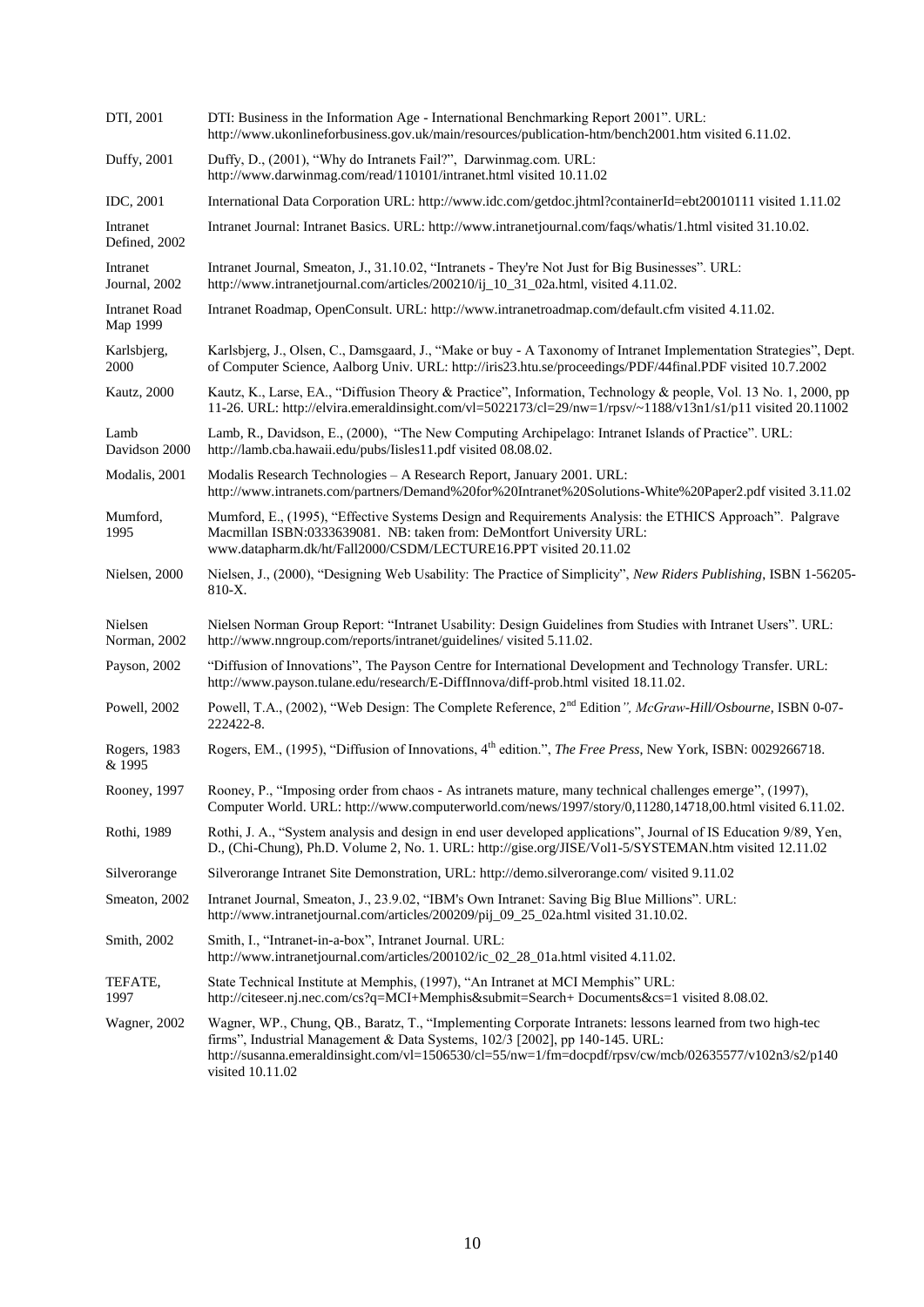| | |
|---|---|
| DTI, 2001 | DTI: Business in the Information Age - International Benchmarking Report 2001". URL: http://www.ukonlineforbusiness.gov.uk/main/resources/publication-htm/bench2001.htm visited 6.11.02. |
| Duffy, 2001 | Duffy, D., (2001), "Why do Intranets Fail?", Darwinmag.com. URL: http://www.darwinmag.com/read/110101/intranet.html visited 10.11.02 |
| IDC, 2001 | International Data Corporation URL: http://www.idc.com/getdoc.jhtml?containerId=ebt20010111 visited 1.11.02 |
| Intranet Defined, 2002 | Intranet Journal: Intranet Basics. URL: http://www.intranetjournal.com/faqs/whatis/1.html visited 31.10.02. |
| Intranet Journal, 2002 | Intranet Journal, Smeaton, J., 31.10.02, "Intranets - They're Not Just for Big Businesses". URL: http://www.intranetjournal.com/articles/200210/ij_10_31_02a.html, visited 4.11.02. |
| Intranet Road Map 1999 | Intranet Roadmap, OpenConsult. URL: http://www.intranetroadmap.com/default.cfm visited 4.11.02. |
| Karlsbjerg, 2000 | Karlsbjerg, J., Olsen, C., Damsgaard, J., "Make or buy - A Taxonomy of Intranet Implementation Strategies", Dept. of Computer Science, Aalborg Univ. URL: http://iris23.htu.se/proceedings/PDF/44final.PDF visited 10.7.2002 |
| Kautz, 2000 | Kautz, K., Larse, EA., "Diffusion Theory & Practice", Information, Technology & people, Vol. 13 No. 1, 2000, pp 11-26. URL: http://elvira.emeraldinsight.com/vl=5022173/cl=29/nw=1/rpsv/~1188/v13n1/s1/p11 visited 20.11002 |
| Lamb Davidson 2000 | Lamb, R., Davidson, E., (2000), "The New Computing Archipelago: Intranet Islands of Practice". URL: http://lamb.cba.hawaii.edu/pubs/Iisles11.pdf visited 08.08.02. |
| Modalis, 2001 | Modalis Research Technologies – A Research Report, January 2001. URL: http://www.intranets.com/partners/Demand%20for%20Intranet%20Solutions-White%20Paper2.pdf visited 3.11.02 |
| Mumford, 1995 | Mumford, E., (1995), "Effective Systems Design and Requirements Analysis: the ETHICS Approach". Palgrave Macmillan ISBN:0333639081. NB: taken from: DeMontfort University URL: www.datapharm.dk/ht/Fall2000/CSDM/LECTURE16.PPT visited 20.11.02 |
| Nielsen, 2000 | Nielsen, J., (2000), "Designing Web Usability: The Practice of Simplicity", *New Riders Publishing*, ISBN 1-56205-810-X. |
| Nielsen Norman, 2002 | Nielsen Norman Group Report: "Intranet Usability: Design Guidelines from Studies with Intranet Users". URL: http://www.nngroup.com/reports/intranet/guidelines/ visited 5.11.02. |
| Payson, 2002 | "Diffusion of Innovations", The Payson Centre for International Development and Technology Transfer. URL: http://www.payson.tulane.edu/research/E-DiffInnova/diff-prob.html visited 18.11.02. |
| Powell, 2002 | Powell, T.A., (2002), "Web Design: The Complete Reference, 2nd Edition*", McGraw-Hill/Osbourne*, ISBN 0-07-222422-8. |
| Rogers, 1983 & 1995 | Rogers, EM., (1995), "Diffusion of Innovations, 4th edition.", *The Free Press*, New York, ISBN: 0029266718. |
| Rooney, 1997 | Rooney, P., "Imposing order from chaos - As intranets mature, many technical challenges emerge", (1997), Computer World. URL: http://www.computerworld.com/news/1997/story/0,11280,14718,00.html visited 6.11.02. |
| Rothi, 1989 | Rothi, J. A., "System analysis and design in end user developed applications", Journal of IS Education 9/89, Yen, D., (Chi-Chung), Ph.D. Volume 2, No. 1. URL: http://gise.org/JISE/Vol1-5/SYSTEMAN.htm visited 12.11.02 |
| Silverorange | Silverorange Intranet Site Demonstration, URL: http://demo.silverorange.com/ visited 9.11.02 |
| Smeaton, 2002 | Intranet Journal, Smeaton, J., 23.9.02, "IBM's Own Intranet: Saving Big Blue Millions". URL: http://www.intranetjournal.com/articles/200209/pij_09_25_02a.html visited 31.10.02. |
| Smith, 2002 | Smith, I., "Intranet-in-a-box", Intranet Journal. URL: http://www.intranetjournal.com/articles/200102/ic_02_28_01a.html visited 4.11.02. |
| TEFATE, 1997 | State Technical Institute at Memphis, (1997), "An Intranet at MCI Memphis" URL: http://citeseer.nj.nec.com/cs?q=MCI+Memphis&submit=Search+ Documents&cs=1 visited 8.08.02. |
| Wagner, 2002 | Wagner, WP., Chung, QB., Baratz, T., "Implementing Corporate Intranets: lessons learned from two high-tec firms", Industrial Management & Data Systems, 102/3 [2002], pp 140-145. URL: http://susanna.emeraldinsight.com/vl=1506530/cl=55/nw=1/fm=docpdf/rpsv/cw/mcb/02635577/v102n3/s2/p140 visited 10.11.02 |